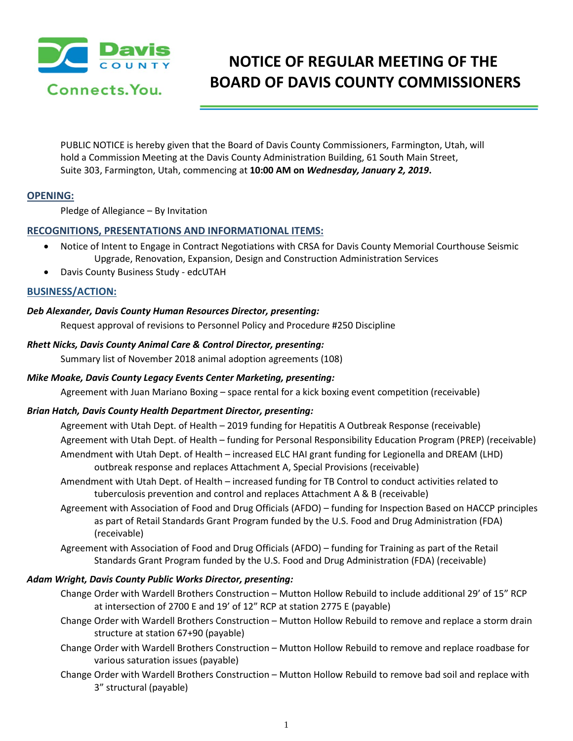# NOTICE OF REGULAR MEETING OF THE BOARD OF DAVIS COUNTY COMMISSIONERS

PUBLIC NOTICE is hereby given that the Board of Davis County Commissioners, Farmington, Utah, will hold a Commission Meeting at the Davis County Administration Building, 61 South Main Street, Suite 303, Farmington, Utah, commencing at **10:00 AM on *Wednesday, January 2, 2019*.**

## OPENING:

Pledge of Allegiance – By Invitation

## RECOGNITIONS, PRESENTATIONS AND INFORMATIONAL ITEMS:

- Notice of Intent to Engage in Contract Negotiations with CRSA for Davis County Memorial Courthouse Seismic Upgrade, Renovation, Expansion, Design and Construction Administration Services
- Davis County Business Study - edcUTAH

## BUSINESS/ACTION:

***Deb Alexander, Davis County Human Resources Director, presenting:***

Request approval of revisions to Personnel Policy and Procedure #250 Discipline

***Rhett Nicks, Davis County Animal Care & Control Director, presenting:***

Summary list of November 2018 animal adoption agreements (108)

***Mike Moake, Davis County Legacy Events Center Marketing, presenting:***

Agreement with Juan Mariano Boxing – space rental for a kick boxing event competition (receivable)

***Brian Hatch, Davis County Health Department Director, presenting:***

Agreement with Utah Dept. of Health – 2019 funding for Hepatitis A Outbreak Response (receivable)

Agreement with Utah Dept. of Health – funding for Personal Responsibility Education Program (PREP) (receivable)

Amendment with Utah Dept. of Health – increased ELC HAI grant funding for Legionella and DREAM (LHD) outbreak response and replaces Attachment A, Special Provisions (receivable)

Amendment with Utah Dept. of Health – increased funding for TB Control to conduct activities related to tuberculosis prevention and control and replaces Attachment A & B (receivable)

Agreement with Association of Food and Drug Officials (AFDO) – funding for Inspection Based on HACCP principles as part of Retail Standards Grant Program funded by the U.S. Food and Drug Administration (FDA) (receivable)

Agreement with Association of Food and Drug Officials (AFDO) – funding for Training as part of the Retail Standards Grant Program funded by the U.S. Food and Drug Administration (FDA) (receivable)

***Adam Wright, Davis County Public Works Director, presenting:***

Change Order with Wardell Brothers Construction – Mutton Hollow Rebuild to include additional 29' of 15" RCP at intersection of 2700 E and 19' of 12" RCP at station 2775 E (payable)

Change Order with Wardell Brothers Construction – Mutton Hollow Rebuild to remove and replace a storm drain structure at station 67+90 (payable)

Change Order with Wardell Brothers Construction – Mutton Hollow Rebuild to remove and replace roadbase for various saturation issues (payable)

Change Order with Wardell Brothers Construction – Mutton Hollow Rebuild to remove bad soil and replace with 3" structural (payable)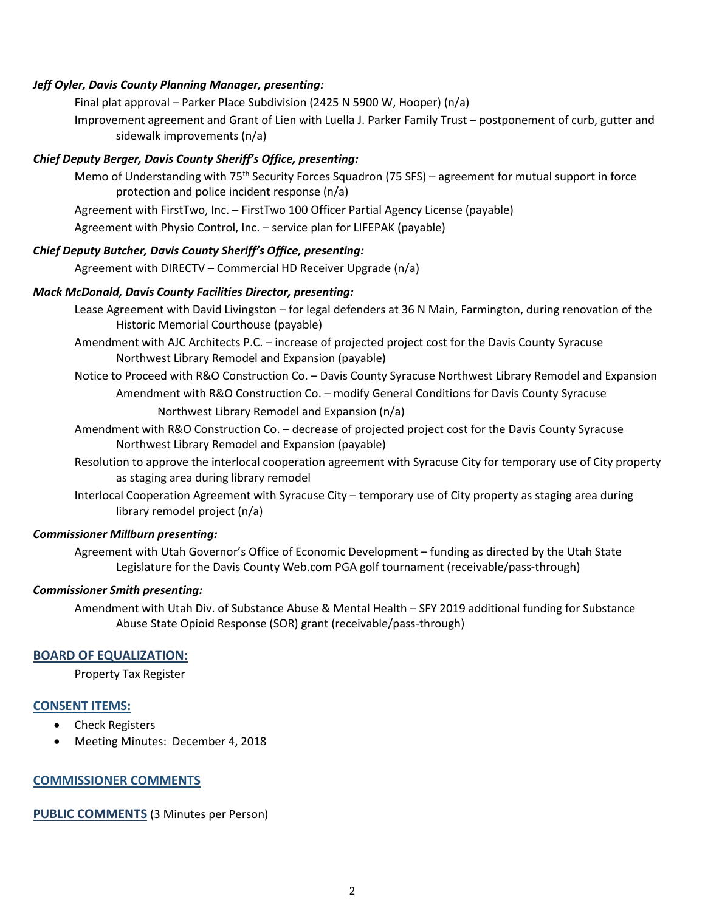***Jeff Oyler, Davis County Planning Manager, presenting:***

Final plat approval – Parker Place Subdivision (2425 N 5900 W, Hooper) (n/a)

Improvement agreement and Grant of Lien with Luella J. Parker Family Trust – postponement of curb, gutter and sidewalk improvements (n/a)

***Chief Deputy Berger, Davis County Sheriff's Office, presenting:***

Memo of Understanding with 75th Security Forces Squadron (75 SFS) – agreement for mutual support in force protection and police incident response (n/a)

Agreement with FirstTwo, Inc. – FirstTwo 100 Officer Partial Agency License (payable)

Agreement with Physio Control, Inc. – service plan for LIFEPAK (payable)

***Chief Deputy Butcher, Davis County Sheriff's Office, presenting:***

Agreement with DIRECTV – Commercial HD Receiver Upgrade (n/a)

***Mack McDonald, Davis County Facilities Director, presenting:***

Lease Agreement with David Livingston – for legal defenders at 36 N Main, Farmington, during renovation of the Historic Memorial Courthouse (payable)

Amendment with AJC Architects P.C. – increase of projected project cost for the Davis County Syracuse Northwest Library Remodel and Expansion (payable)

Notice to Proceed with R&O Construction Co. – Davis County Syracuse Northwest Library Remodel and Expansion

Amendment with R&O Construction Co. – modify General Conditions for Davis County Syracuse Northwest Library Remodel and Expansion (n/a)

Amendment with R&O Construction Co. – decrease of projected project cost for the Davis County Syracuse Northwest Library Remodel and Expansion (payable)

Resolution to approve the interlocal cooperation agreement with Syracuse City for temporary use of City property as staging area during library remodel

Interlocal Cooperation Agreement with Syracuse City – temporary use of City property as staging area during library remodel project (n/a)

***Commissioner Millburn presenting:***

Agreement with Utah Governor's Office of Economic Development – funding as directed by the Utah State Legislature for the Davis County Web.com PGA golf tournament (receivable/pass-through)

***Commissioner Smith presenting:***

Amendment with Utah Div. of Substance Abuse & Mental Health – SFY 2019 additional funding for Substance Abuse State Opioid Response (SOR) grant (receivable/pass-through)

## BOARD OF EQUALIZATION:

Property Tax Register

## CONSENT ITEMS:

- Check Registers
- Meeting Minutes: December 4, 2018

## COMMISSIONER COMMENTS

## PUBLIC COMMENTS (3 Minutes per Person)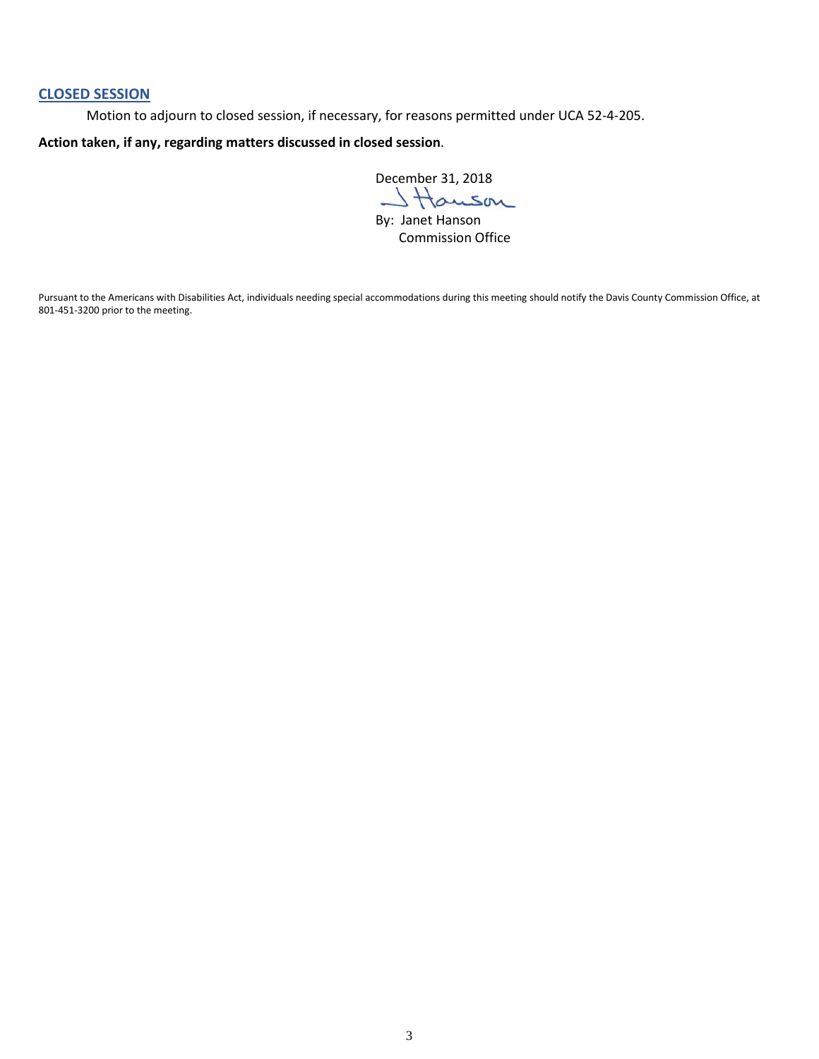## CLOSED SESSION

Motion to adjourn to closed session, if necessary, for reasons permitted under UCA 52-4-205.

**Action taken, if any, regarding matters discussed in closed session**.

December 31, 2018

J Hanson

By: Janet Hanson
Commission Office

Pursuant to the Americans with Disabilities Act, individuals needing special accommodations during this meeting should notify the Davis County Commission Office, at 801-451-3200 prior to the meeting.